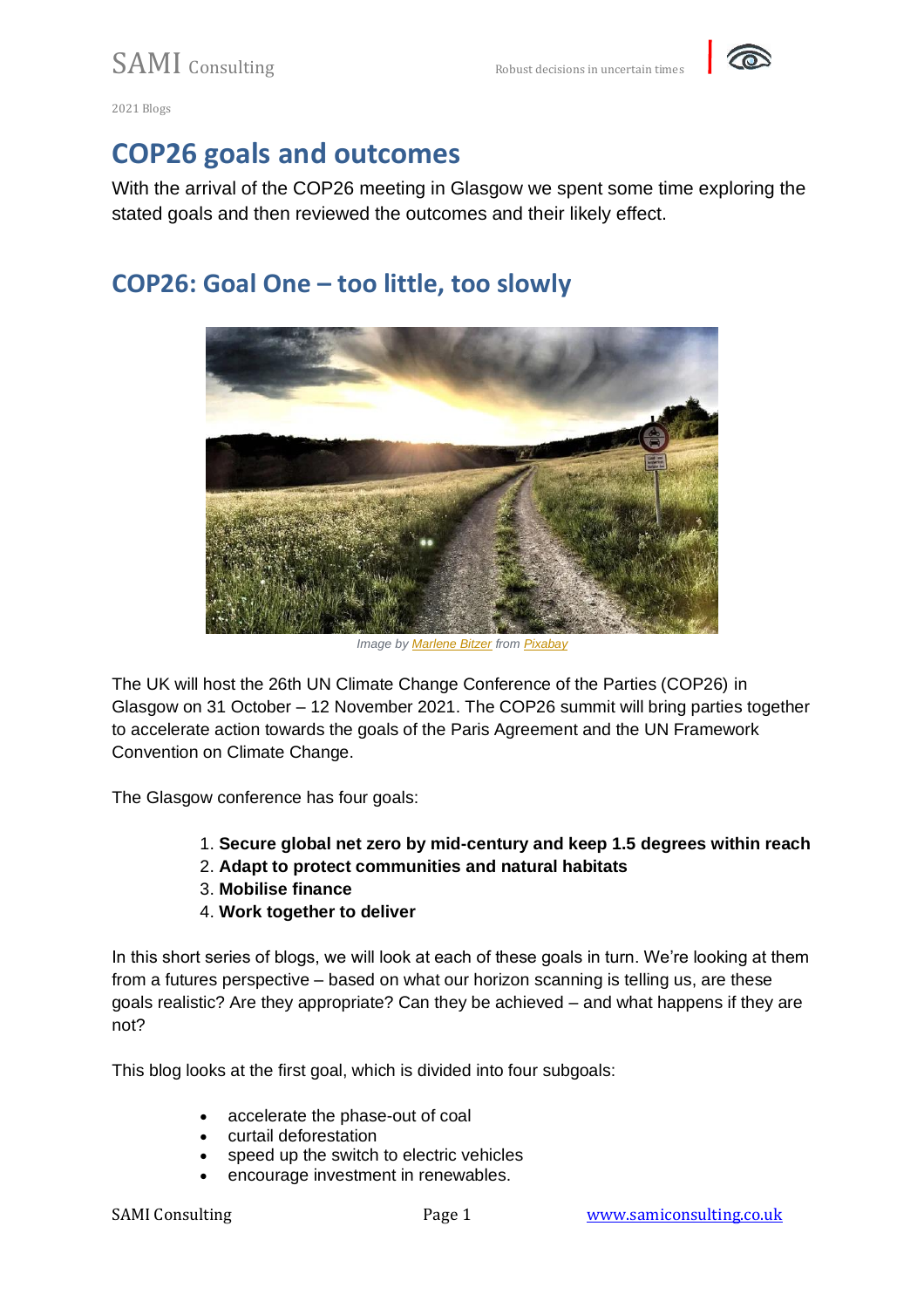2021 Blogs

# COP26 goals and outcomes

With the arrival of the COP26 meeting in Glasgow we spent some time exploring the stated goals and then reviewed the outcomes and their likely effect.

## COP26: Goal One – too little, too slowly

*Image by Marlene Bitzer from Pixabay*

The UK will host the 26th UN Climate Change Conference of the Parties (COP26) in Glasgow on 31 October – 12 November 2021. The COP26 summit will bring parties together to accelerate action towards the goals of the Paris Agreement and the UN Framework Convention on Climate Change.

The Glasgow conference has four goals:

1. **Secure global net zero by mid-century and keep 1.5 degrees within reach**
2. **Adapt to protect communities and natural habitats**
3. **Mobilise finance**
4. **Work together to deliver**

In this short series of blogs, we will look at each of these goals in turn. We're looking at them from a futures perspective – based on what our horizon scanning is telling us, are these goals realistic? Are they appropriate? Can they be achieved – and what happens if they are not?

This blog looks at the first goal, which is divided into four subgoals:

- accelerate the phase-out of coal
- curtail deforestation
- speed up the switch to electric vehicles
- encourage investment in renewables.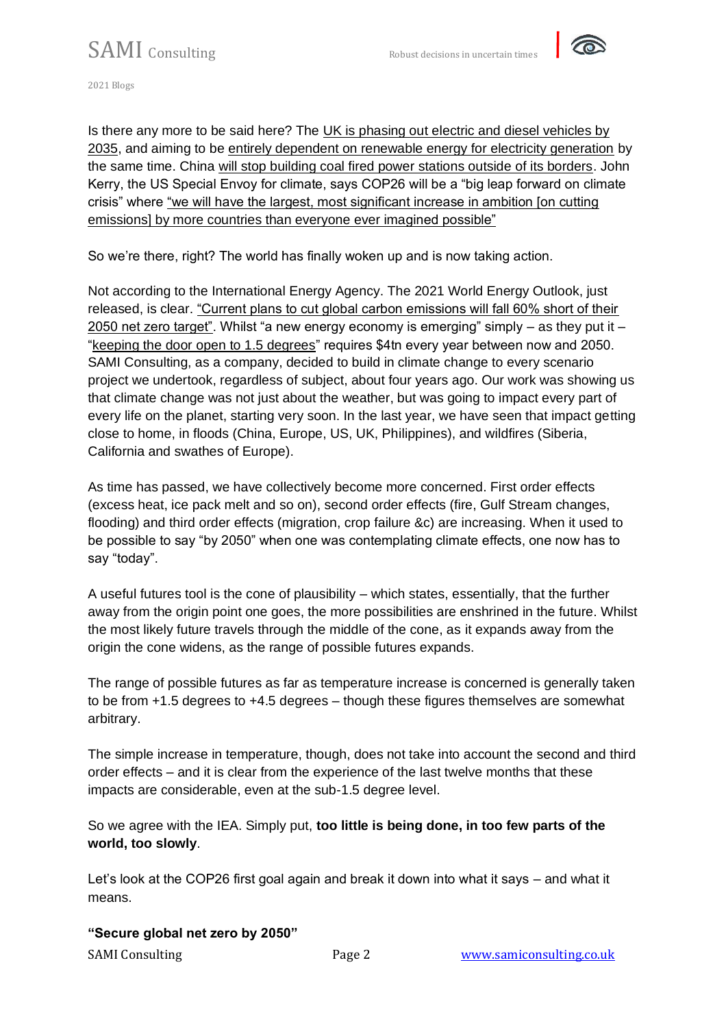Is there any more to be said here? The UK is phasing out electric and diesel vehicles by 2035, and aiming to be entirely dependent on renewable energy for electricity generation by the same time. China will stop building coal fired power stations outside of its borders. John Kerry, the US Special Envoy for climate, says COP26 will be a "big leap forward on climate crisis" where "we will have the largest, most significant increase in ambition [on cutting emissions] by more countries than everyone ever imagined possible"

So we're there, right? The world has finally woken up and is now taking action.

Not according to the International Energy Agency. The 2021 World Energy Outlook, just released, is clear. "Current plans to cut global carbon emissions will fall 60% short of their 2050 net zero target". Whilst "a new energy economy is emerging" simply – as they put it – "keeping the door open to 1.5 degrees" requires $4tn every year between now and 2050. SAMI Consulting, as a company, decided to build in climate change to every scenario project we undertook, regardless of subject, about four years ago. Our work was showing us that climate change was not just about the weather, but was going to impact every part of every life on the planet, starting very soon. In the last year, we have seen that impact getting close to home, in floods (China, Europe, US, UK, Philippines), and wildfires (Siberia, California and swathes of Europe).

As time has passed, we have collectively become more concerned. First order effects (excess heat, ice pack melt and so on), second order effects (fire, Gulf Stream changes, flooding) and third order effects (migration, crop failure &c) are increasing. When it used to be possible to say "by 2050" when one was contemplating climate effects, one now has to say "today".

A useful futures tool is the cone of plausibility – which states, essentially, that the further away from the origin point one goes, the more possibilities are enshrined in the future. Whilst the most likely future travels through the middle of the cone, as it expands away from the origin the cone widens, as the range of possible futures expands.

The range of possible futures as far as temperature increase is concerned is generally taken to be from +1.5 degrees to +4.5 degrees – though these figures themselves are somewhat arbitrary.

The simple increase in temperature, though, does not take into account the second and third order effects – and it is clear from the experience of the last twelve months that these impacts are considerable, even at the sub-1.5 degree level.

So we agree with the IEA. Simply put, **too little is being done, in too few parts of the world, too slowly**.

Let's look at the COP26 first goal again and break it down into what it says – and what it means.

**"Secure global net zero by 2050"**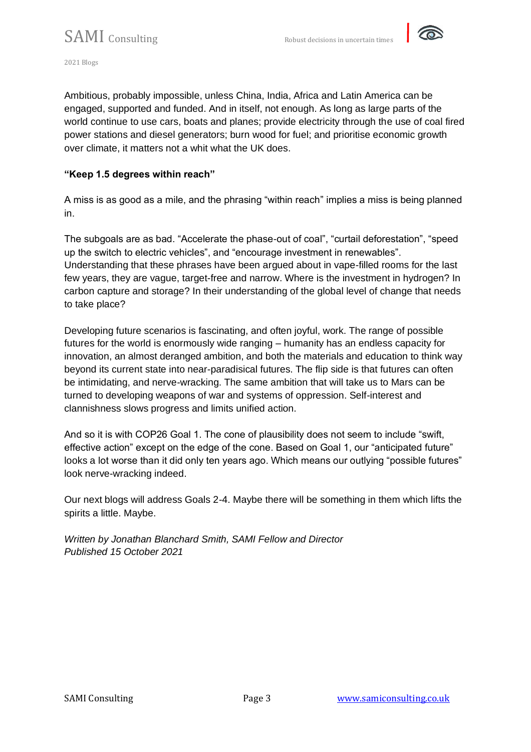Ambitious, probably impossible, unless China, India, Africa and Latin America can be engaged, supported and funded. And in itself, not enough. As long as large parts of the world continue to use cars, boats and planes; provide electricity through the use of coal fired power stations and diesel generators; burn wood for fuel; and prioritise economic growth over climate, it matters not a whit what the UK does.

**"Keep 1.5 degrees within reach"**

A miss is as good as a mile, and the phrasing "within reach" implies a miss is being planned in.

The subgoals are as bad. "Accelerate the phase-out of coal", "curtail deforestation", "speed up the switch to electric vehicles", and "encourage investment in renewables". Understanding that these phrases have been argued about in vape-filled rooms for the last few years, they are vague, target-free and narrow. Where is the investment in hydrogen? In carbon capture and storage? In their understanding of the global level of change that needs to take place?

Developing future scenarios is fascinating, and often joyful, work. The range of possible futures for the world is enormously wide ranging – humanity has an endless capacity for innovation, an almost deranged ambition, and both the materials and education to think way beyond its current state into near-paradisical futures. The flip side is that futures can often be intimidating, and nerve-wracking. The same ambition that will take us to Mars can be turned to developing weapons of war and systems of oppression. Self-interest and clannishness slows progress and limits unified action.

And so it is with COP26 Goal 1. The cone of plausibility does not seem to include "swift, effective action" except on the edge of the cone. Based on Goal 1, our "anticipated future" looks a lot worse than it did only ten years ago. Which means our outlying "possible futures" look nerve-wracking indeed.

Our next blogs will address Goals 2-4. Maybe there will be something in them which lifts the spirits a little. Maybe.

*Written by Jonathan Blanchard Smith, SAMI Fellow and Director*
*Published 15 October 2021*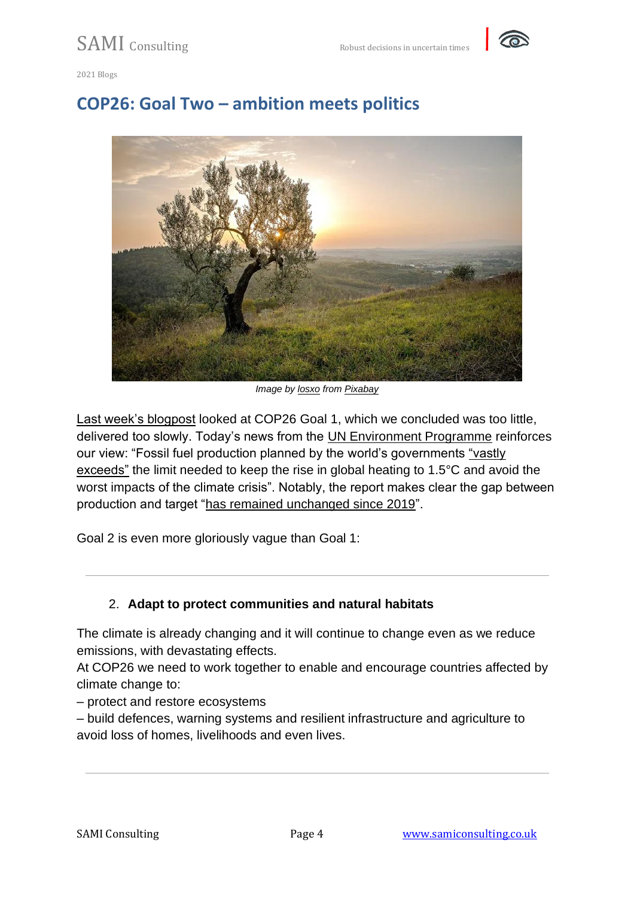## COP26: Goal Two – ambition meets politics

*Image by losxo from Pixabay*

Last week's blogpost looked at COP26 Goal 1, which we concluded was too little, delivered too slowly. Today's news from the UN Environment Programme reinforces our view: "Fossil fuel production planned by the world's governments "vastly exceeds" the limit needed to keep the rise in global heating to 1.5°C and avoid the worst impacts of the climate crisis". Notably, the report makes clear the gap between production and target "has remained unchanged since 2019".

Goal 2 is even more gloriously vague than Goal 1:

---

2. **Adapt to protect communities and natural habitats**

The climate is already changing and it will continue to change even as we reduce emissions, with devastating effects.
At COP26 we need to work together to enable and encourage countries affected by climate change to:
– protect and restore ecosystems
– build defences, warning systems and resilient infrastructure and agriculture to avoid loss of homes, livelihoods and even lives.

---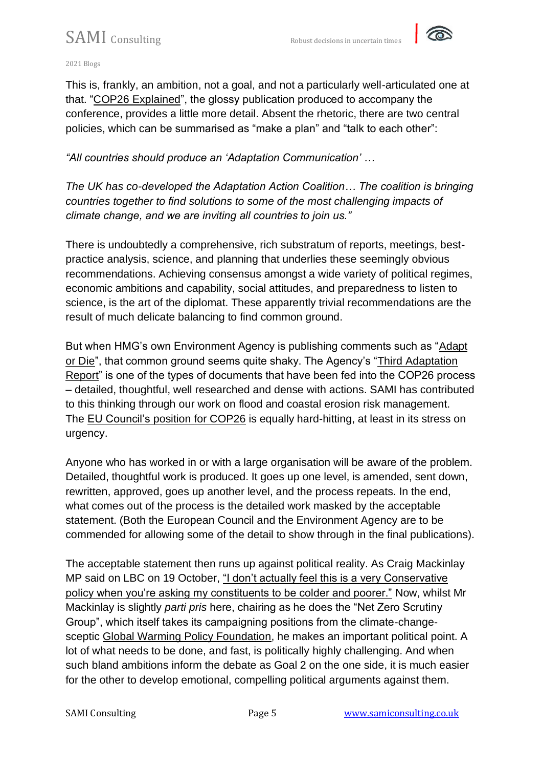This is, frankly, an ambition, not a goal, and not a particularly well-articulated one at that. "COP26 Explained", the glossy publication produced to accompany the conference, provides a little more detail. Absent the rhetoric, there are two central policies, which can be summarised as "make a plan" and "talk to each other":

*"All countries should produce an 'Adaptation Communication' …*

*The UK has co-developed the Adaptation Action Coalition… The coalition is bringing countries together to find solutions to some of the most challenging impacts of climate change, and we are inviting all countries to join us."*

There is undoubtedly a comprehensive, rich substratum of reports, meetings, best-practice analysis, science, and planning that underlies these seemingly obvious recommendations. Achieving consensus amongst a wide variety of political regimes, economic ambitions and capability, social attitudes, and preparedness to listen to science, is the art of the diplomat. These apparently trivial recommendations are the result of much delicate balancing to find common ground.

But when HMG's own Environment Agency is publishing comments such as "Adapt or Die", that common ground seems quite shaky. The Agency's "Third Adaptation Report" is one of the types of documents that have been fed into the COP26 process – detailed, thoughtful, well researched and dense with actions. SAMI has contributed to this thinking through our work on flood and coastal erosion risk management. The EU Council's position for COP26 is equally hard-hitting, at least in its stress on urgency.

Anyone who has worked in or with a large organisation will be aware of the problem. Detailed, thoughtful work is produced. It goes up one level, is amended, sent down, rewritten, approved, goes up another level, and the process repeats. In the end, what comes out of the process is the detailed work masked by the acceptable statement. (Both the European Council and the Environment Agency are to be commended for allowing some of the detail to show through in the final publications).

The acceptable statement then runs up against political reality. As Craig Mackinlay MP said on LBC on 19 October, "I don't actually feel this is a very Conservative policy when you're asking my constituents to be colder and poorer." Now, whilst Mr Mackinlay is slightly *parti pris* here, chairing as he does the "Net Zero Scrutiny Group", which itself takes its campaigning positions from the climate-change-sceptic Global Warming Policy Foundation, he makes an important political point. A lot of what needs to be done, and fast, is politically highly challenging. And when such bland ambitions inform the debate as Goal 2 on the one side, it is much easier for the other to develop emotional, compelling political arguments against them.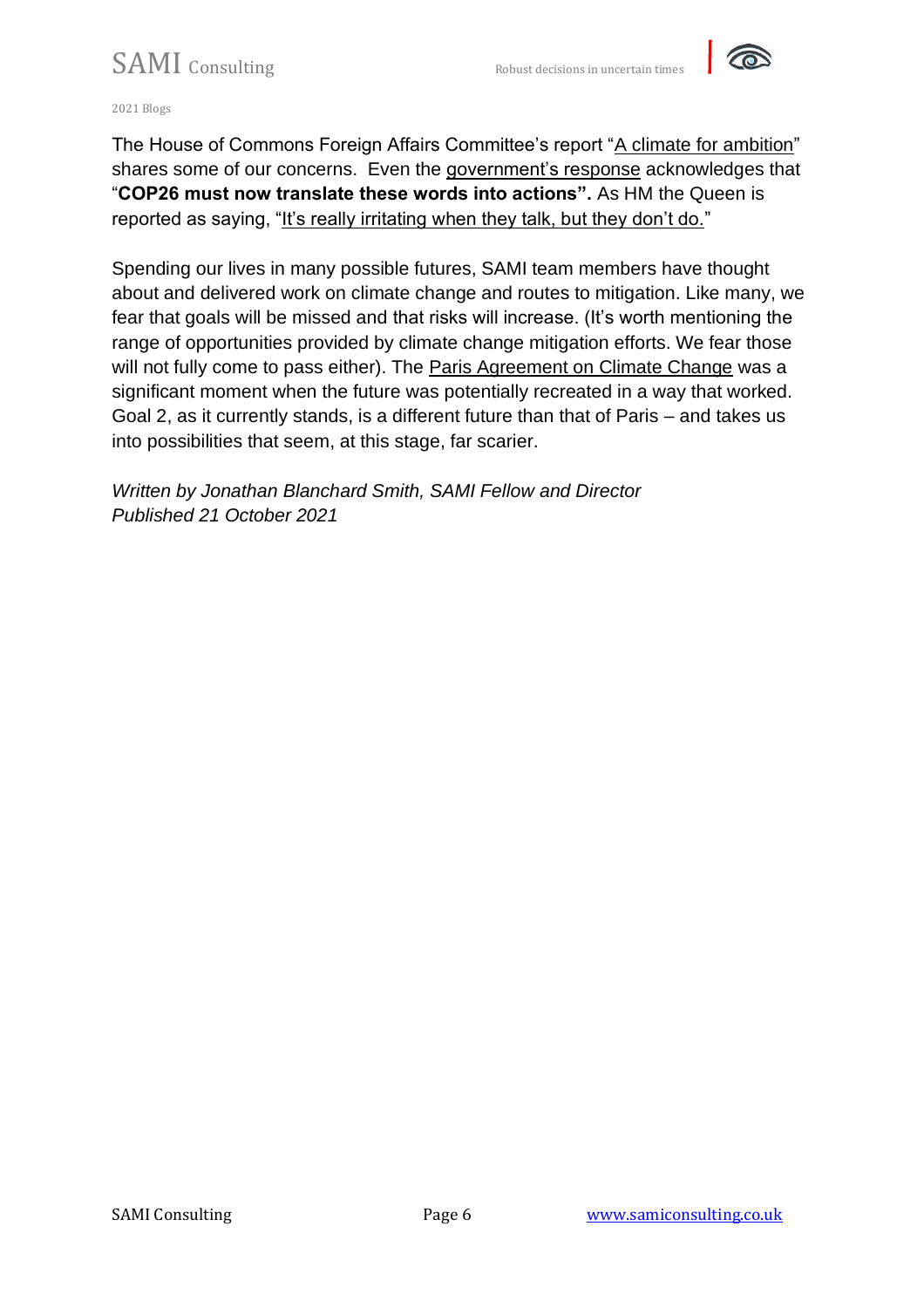The House of Commons Foreign Affairs Committee's report "A climate for ambition" shares some of our concerns. Even the government's response acknowledges that "**COP26 must now translate these words into actions".** As HM the Queen is reported as saying, "It's really irritating when they talk, but they don't do."

Spending our lives in many possible futures, SAMI team members have thought about and delivered work on climate change and routes to mitigation. Like many, we fear that goals will be missed and that risks will increase. (It's worth mentioning the range of opportunities provided by climate change mitigation efforts. We fear those will not fully come to pass either). The Paris Agreement on Climate Change was a significant moment when the future was potentially recreated in a way that worked. Goal 2, as it currently stands, is a different future than that of Paris – and takes us into possibilities that seem, at this stage, far scarier.

*Written by Jonathan Blanchard Smith, SAMI Fellow and Director*
*Published 21 October 2021*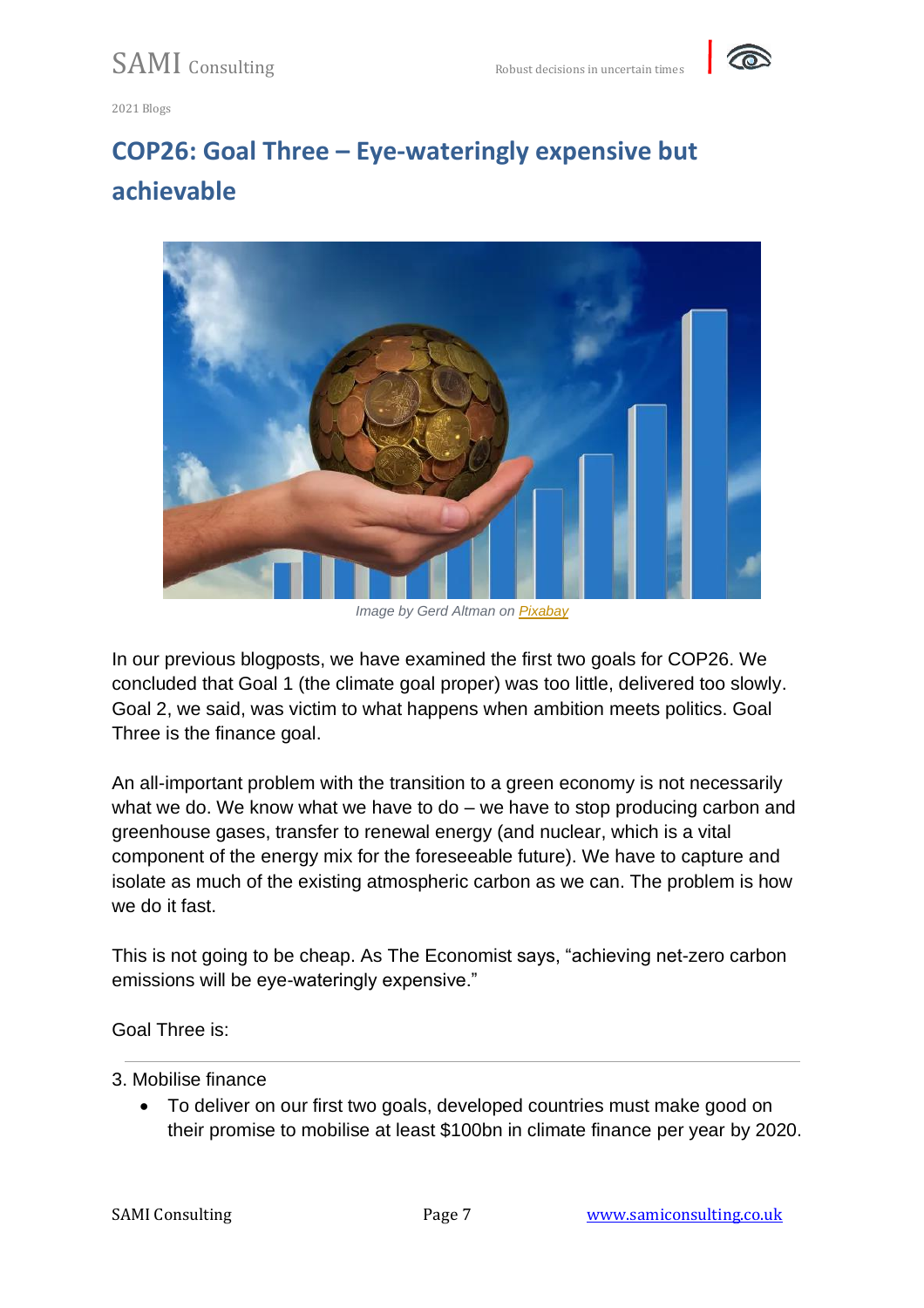## COP26: Goal Three – Eye-wateringly expensive but achievable

*Image by Gerd Altman on Pixabay*

In our previous blogposts, we have examined the first two goals for COP26. We concluded that Goal 1 (the climate goal proper) was too little, delivered too slowly. Goal 2, we said, was victim to what happens when ambition meets politics. Goal Three is the finance goal.

An all-important problem with the transition to a green economy is not necessarily what we do. We know what we have to do – we have to stop producing carbon and greenhouse gases, transfer to renewal energy (and nuclear, which is a vital component of the energy mix for the foreseeable future). We have to capture and isolate as much of the existing atmospheric carbon as we can. The problem is how we do it fast.

This is not going to be cheap. As The Economist says, "achieving net-zero carbon emissions will be eye-wateringly expensive."

Goal Three is:

---

3. Mobilise finance

- To deliver on our first two goals, developed countries must make good on their promise to mobilise at least $100bn in climate finance per year by 2020.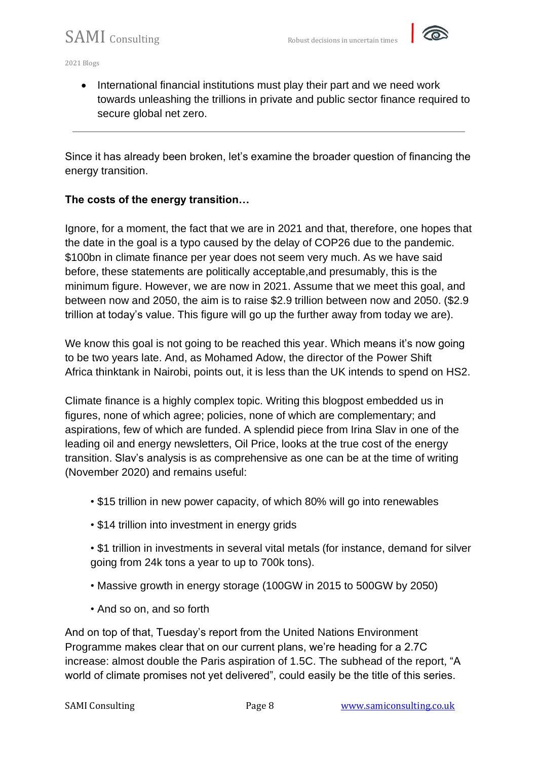- International financial institutions must play their part and we need work towards unleashing the trillions in private and public sector finance required to secure global net zero.

---

Since it has already been broken, let's examine the broader question of financing the energy transition.

**The costs of the energy transition…**

Ignore, for a moment, the fact that we are in 2021 and that, therefore, one hopes that the date in the goal is a typo caused by the delay of COP26 due to the pandemic. $100bn in climate finance per year does not seem very much. As we have said before, these statements are politically acceptable,and presumably, this is the minimum figure. However, we are now in 2021. Assume that we meet this goal, and between now and 2050, the aim is to raise $2.9 trillion between now and 2050. ($2.9 trillion at today's value. This figure will go up the further away from today we are).

We know this goal is not going to be reached this year. Which means it's now going to be two years late. And, as Mohamed Adow, the director of the Power Shift Africa thinktank in Nairobi, points out, it is less than the UK intends to spend on HS2.

Climate finance is a highly complex topic. Writing this blogpost embedded us in figures, none of which agree; policies, none of which are complementary; and aspirations, few of which are funded. A splendid piece from Irina Slav in one of the leading oil and energy newsletters, Oil Price, looks at the true cost of the energy transition. Slav's analysis is as comprehensive as one can be at the time of writing (November 2020) and remains useful:

- $15 trillion in new power capacity, of which 80% will go into renewables
- $14 trillion into investment in energy grids
- $1 trillion in investments in several vital metals (for instance, demand for silver going from 24k tons a year to up to 700k tons).
- Massive growth in energy storage (100GW in 2015 to 500GW by 2050)
- And so on, and so forth

And on top of that, Tuesday's report from the United Nations Environment Programme makes clear that on our current plans, we're heading for a 2.7C increase: almost double the Paris aspiration of 1.5C. The subhead of the report, "A world of climate promises not yet delivered", could easily be the title of this series.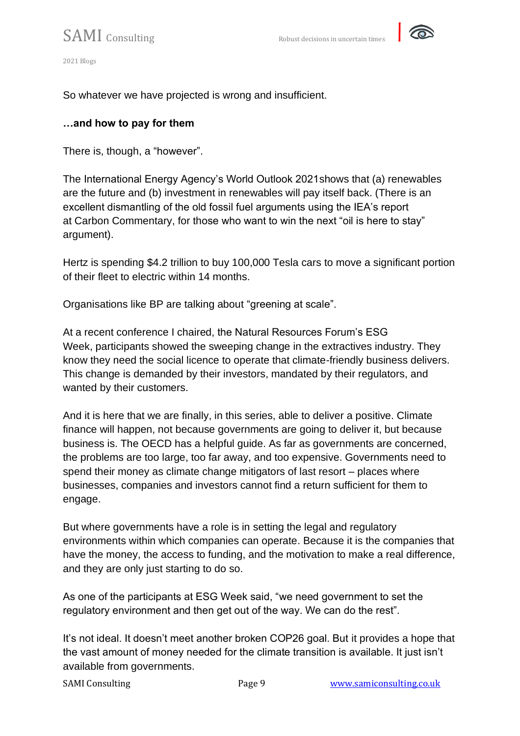So whatever we have projected is wrong and insufficient.

**…and how to pay for them**

There is, though, a "however".

The International Energy Agency's World Outlook 2021shows that (a) renewables are the future and (b) investment in renewables will pay itself back. (There is an excellent dismantling of the old fossil fuel arguments using the IEA's report at Carbon Commentary, for those who want to win the next "oil is here to stay" argument).

Hertz is spending $4.2 trillion to buy 100,000 Tesla cars to move a significant portion of their fleet to electric within 14 months.

Organisations like BP are talking about "greening at scale".

At a recent conference I chaired, the Natural Resources Forum's ESG Week, participants showed the sweeping change in the extractives industry. They know they need the social licence to operate that climate-friendly business delivers. This change is demanded by their investors, mandated by their regulators, and wanted by their customers.

And it is here that we are finally, in this series, able to deliver a positive. Climate finance will happen, not because governments are going to deliver it, but because business is. The OECD has a helpful guide. As far as governments are concerned, the problems are too large, too far away, and too expensive. Governments need to spend their money as climate change mitigators of last resort – places where businesses, companies and investors cannot find a return sufficient for them to engage.

But where governments have a role is in setting the legal and regulatory environments within which companies can operate. Because it is the companies that have the money, the access to funding, and the motivation to make a real difference, and they are only just starting to do so.

As one of the participants at ESG Week said, "we need government to set the regulatory environment and then get out of the way. We can do the rest".

It's not ideal. It doesn't meet another broken COP26 goal. But it provides a hope that the vast amount of money needed for the climate transition is available. It just isn't available from governments.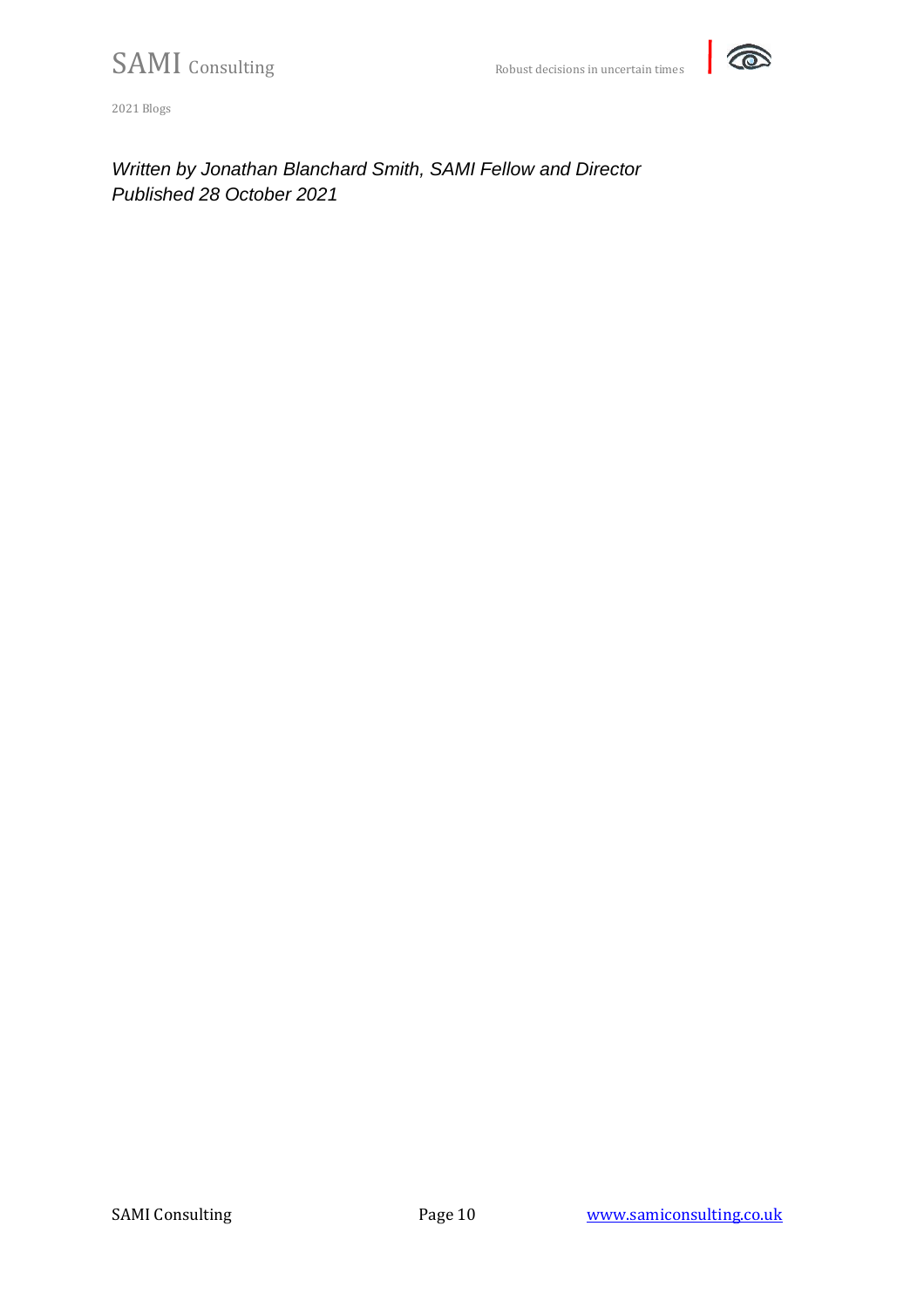*Written by Jonathan Blanchard Smith, SAMI Fellow and Director*
*Published 28 October 2021*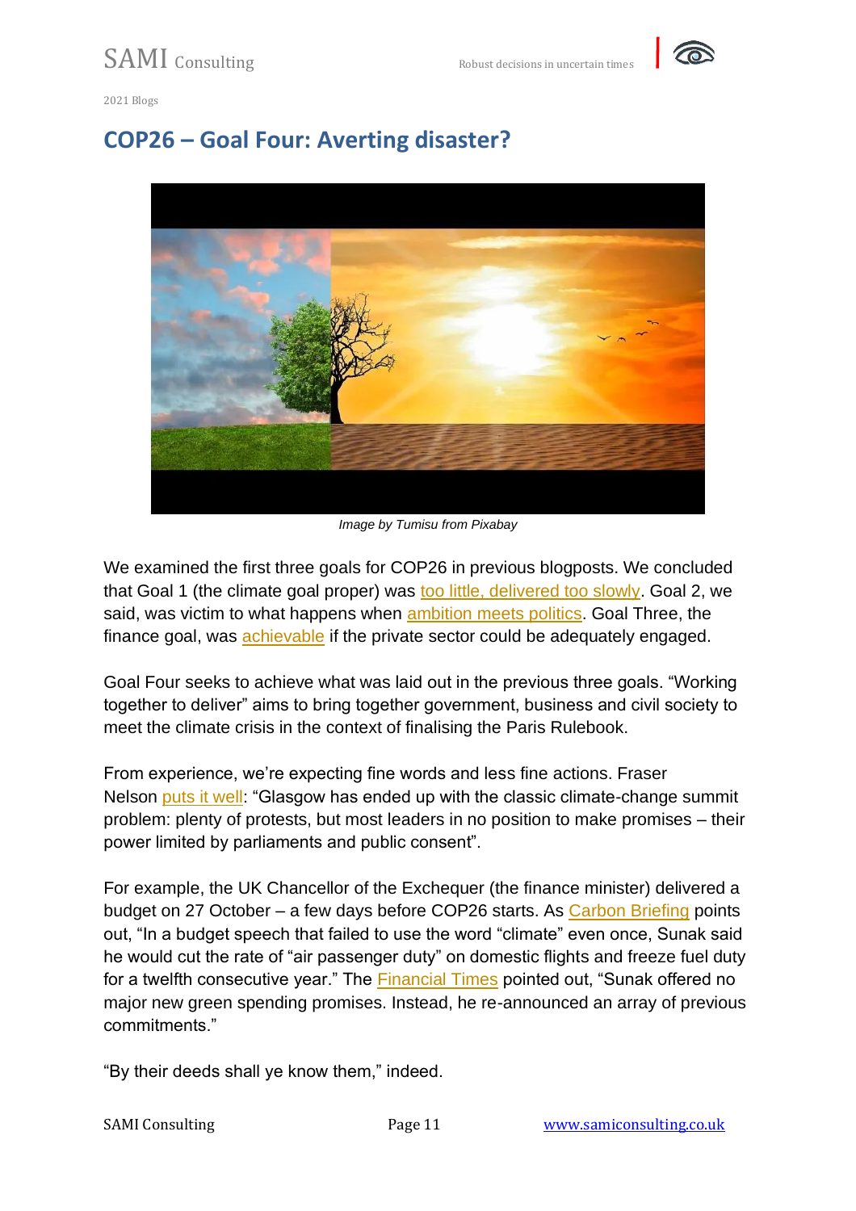# COP26 – Goal Four: Averting disaster?

*Image by Tumisu from Pixabay*

We examined the first three goals for COP26 in previous blogposts. We concluded that Goal 1 (the climate goal proper) was too little, delivered too slowly. Goal 2, we said, was victim to what happens when ambition meets politics. Goal Three, the finance goal, was achievable if the private sector could be adequately engaged.

Goal Four seeks to achieve what was laid out in the previous three goals. "Working together to deliver" aims to bring together government, business and civil society to meet the climate crisis in the context of finalising the Paris Rulebook.

From experience, we're expecting fine words and less fine actions. Fraser Nelson puts it well: "Glasgow has ended up with the classic climate-change summit problem: plenty of protests, but most leaders in no position to make promises – their power limited by parliaments and public consent".

For example, the UK Chancellor of the Exchequer (the finance minister) delivered a budget on 27 October – a few days before COP26 starts. As Carbon Briefing points out, "In a budget speech that failed to use the word "climate" even once, Sunak said he would cut the rate of "air passenger duty" on domestic flights and freeze fuel duty for a twelfth consecutive year." The Financial Times pointed out, "Sunak offered no major new green spending promises. Instead, he re-announced an array of previous commitments."

"By their deeds shall ye know them," indeed.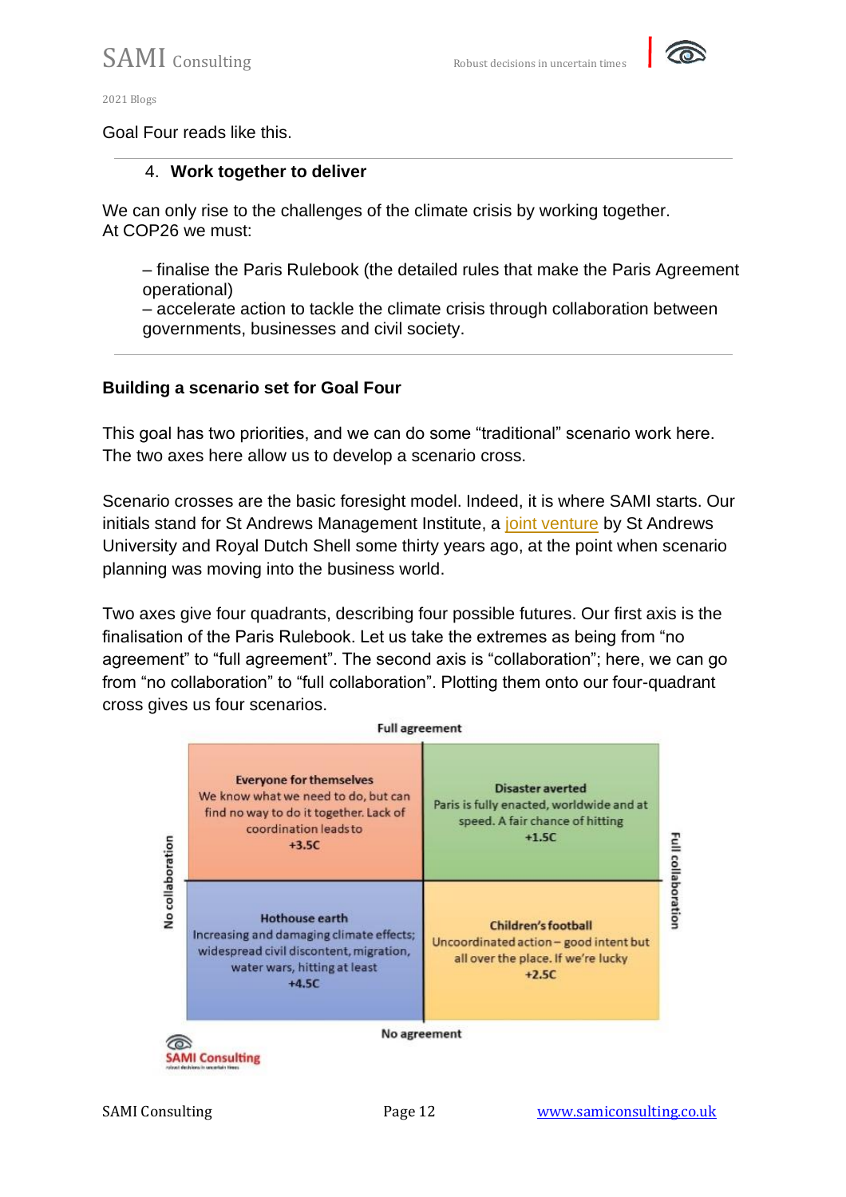Goal Four reads like this.

---

4. **Work together to deliver**

We can only rise to the challenges of the climate crisis by working together.
At COP26 we must:

– finalise the Paris Rulebook (the detailed rules that make the Paris Agreement operational)
– accelerate action to tackle the climate crisis through collaboration between governments, businesses and civil society.

---

**Building a scenario set for Goal Four**

This goal has two priorities, and we can do some "traditional" scenario work here. The two axes here allow us to develop a scenario cross.

Scenario crosses are the basic foresight model. Indeed, it is where SAMI starts. Our initials stand for St Andrews Management Institute, a joint venture by St Andrews University and Royal Dutch Shell some thirty years ago, at the point when scenario planning was moving into the business world.

Two axes give four quadrants, describing four possible futures. Our first axis is the finalisation of the Paris Rulebook. Let us take the extremes as being from "no agreement" to "full agreement". The second axis is "collaboration"; here, we can go from "no collaboration" to "full collaboration". Plotting them onto our four-quadrant cross gives us four scenarios.

| | No collaboration | Full collaboration |
|---|---|---|
| **Full agreement** | **Everyone for themselves** We know what we need to do, but can find no way to do it together. Lack of coordination leads to **+3.5C** | **Disaster averted** Paris is fully enacted, worldwide and at speed. A fair chance of hitting **+1.5C** |
| **No agreement** | **Hothouse earth** Increasing and damaging climate effects; widespread civil discontent, migration, water wars, hitting at least **+4.5C** | **Children's football** Uncoordinated action – good intent but all over the place. If we're lucky **+2.5C** |

SAMI Consulting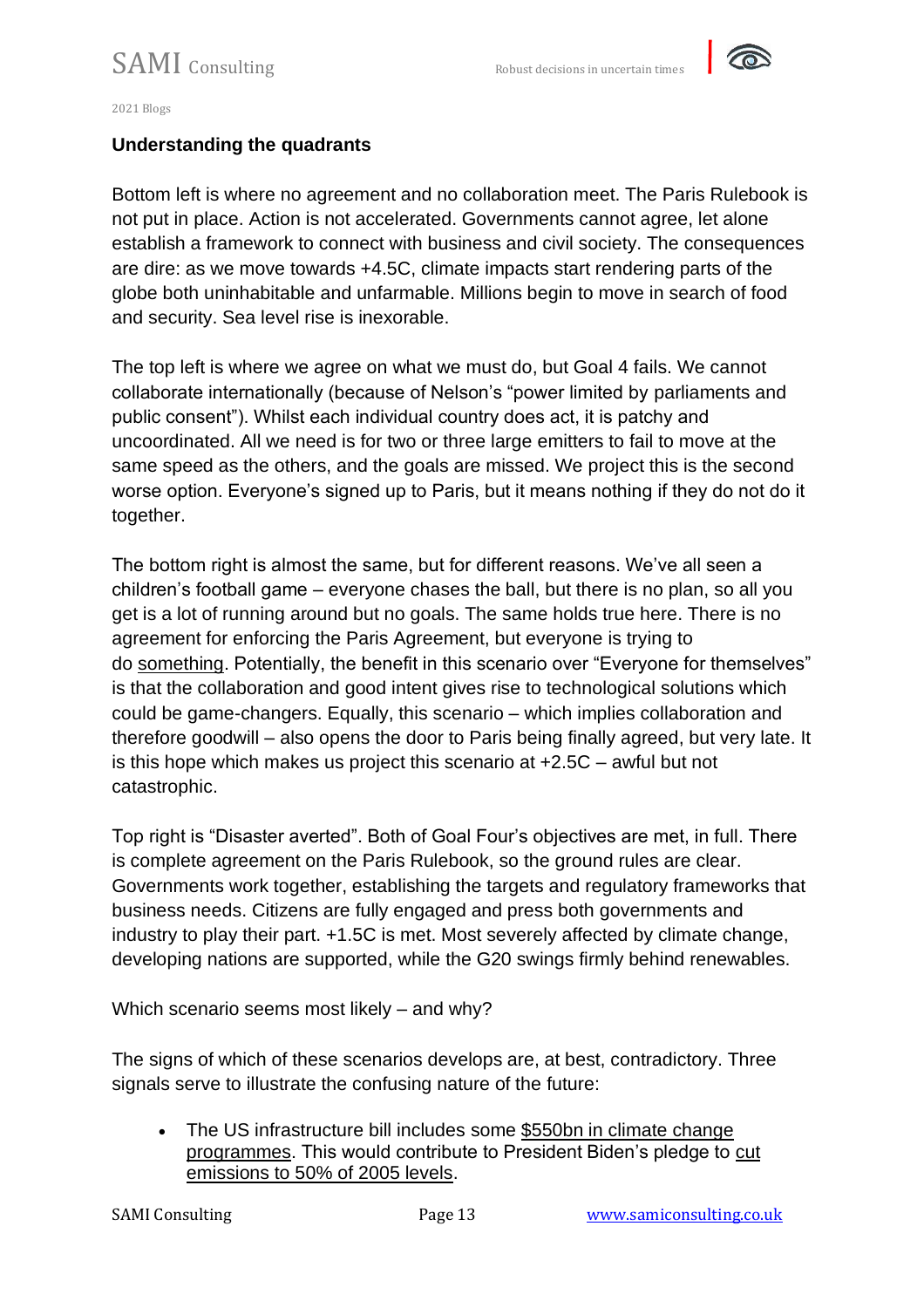### Understanding the quadrants

Bottom left is where no agreement and no collaboration meet. The Paris Rulebook is not put in place. Action is not accelerated. Governments cannot agree, let alone establish a framework to connect with business and civil society. The consequences are dire: as we move towards +4.5C, climate impacts start rendering parts of the globe both uninhabitable and unfarmable. Millions begin to move in search of food and security. Sea level rise is inexorable.

The top left is where we agree on what we must do, but Goal 4 fails. We cannot collaborate internationally (because of Nelson's "power limited by parliaments and public consent"). Whilst each individual country does act, it is patchy and uncoordinated. All we need is for two or three large emitters to fail to move at the same speed as the others, and the goals are missed. We project this is the second worse option. Everyone's signed up to Paris, but it means nothing if they do not do it together.

The bottom right is almost the same, but for different reasons. We've all seen a children's football game – everyone chases the ball, but there is no plan, so all you get is a lot of running around but no goals. The same holds true here. There is no agreement for enforcing the Paris Agreement, but everyone is trying to do something. Potentially, the benefit in this scenario over "Everyone for themselves" is that the collaboration and good intent gives rise to technological solutions which could be game-changers. Equally, this scenario – which implies collaboration and therefore goodwill – also opens the door to Paris being finally agreed, but very late. It is this hope which makes us project this scenario at +2.5C – awful but not catastrophic.

Top right is "Disaster averted". Both of Goal Four's objectives are met, in full. There is complete agreement on the Paris Rulebook, so the ground rules are clear. Governments work together, establishing the targets and regulatory frameworks that business needs. Citizens are fully engaged and press both governments and industry to play their part. +1.5C is met. Most severely affected by climate change, developing nations are supported, while the G20 swings firmly behind renewables.

Which scenario seems most likely – and why?

The signs of which of these scenarios develops are, at best, contradictory. Three signals serve to illustrate the confusing nature of the future:

- The US infrastructure bill includes some $550bn in climate change programmes. This would contribute to President Biden's pledge to cut emissions to 50% of 2005 levels.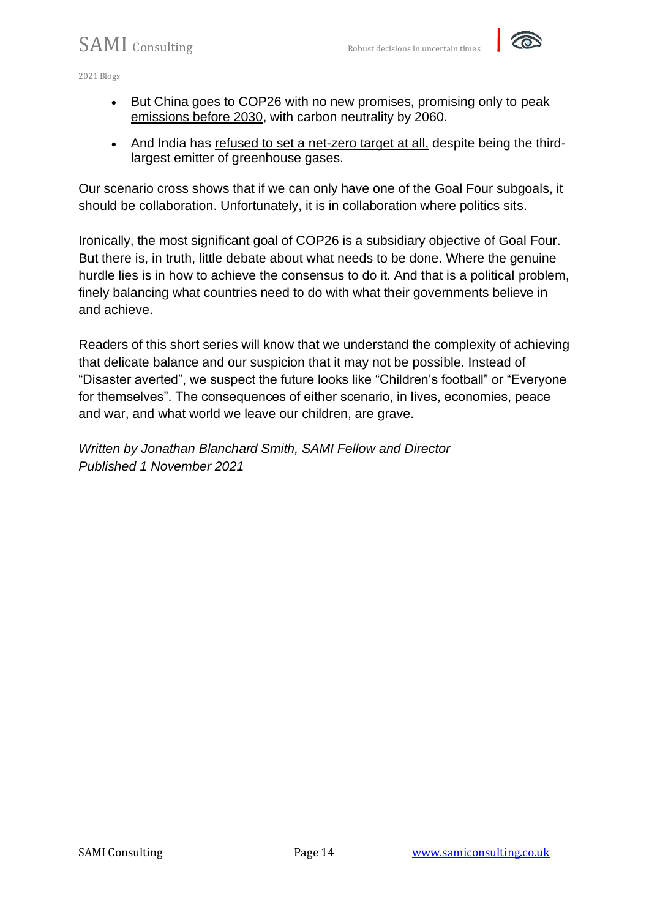- But China goes to COP26 with no new promises, promising only to peak emissions before 2030, with carbon neutrality by 2060.
- And India has refused to set a net-zero target at all, despite being the third-largest emitter of greenhouse gases.

Our scenario cross shows that if we can only have one of the Goal Four subgoals, it should be collaboration. Unfortunately, it is in collaboration where politics sits.

Ironically, the most significant goal of COP26 is a subsidiary objective of Goal Four. But there is, in truth, little debate about what needs to be done. Where the genuine hurdle lies is in how to achieve the consensus to do it. And that is a political problem, finely balancing what countries need to do with what their governments believe in and achieve.

Readers of this short series will know that we understand the complexity of achieving that delicate balance and our suspicion that it may not be possible. Instead of "Disaster averted", we suspect the future looks like "Children's football" or "Everyone for themselves". The consequences of either scenario, in lives, economies, peace and war, and what world we leave our children, are grave.

*Written by Jonathan Blanchard Smith, SAMI Fellow and Director*
*Published 1 November 2021*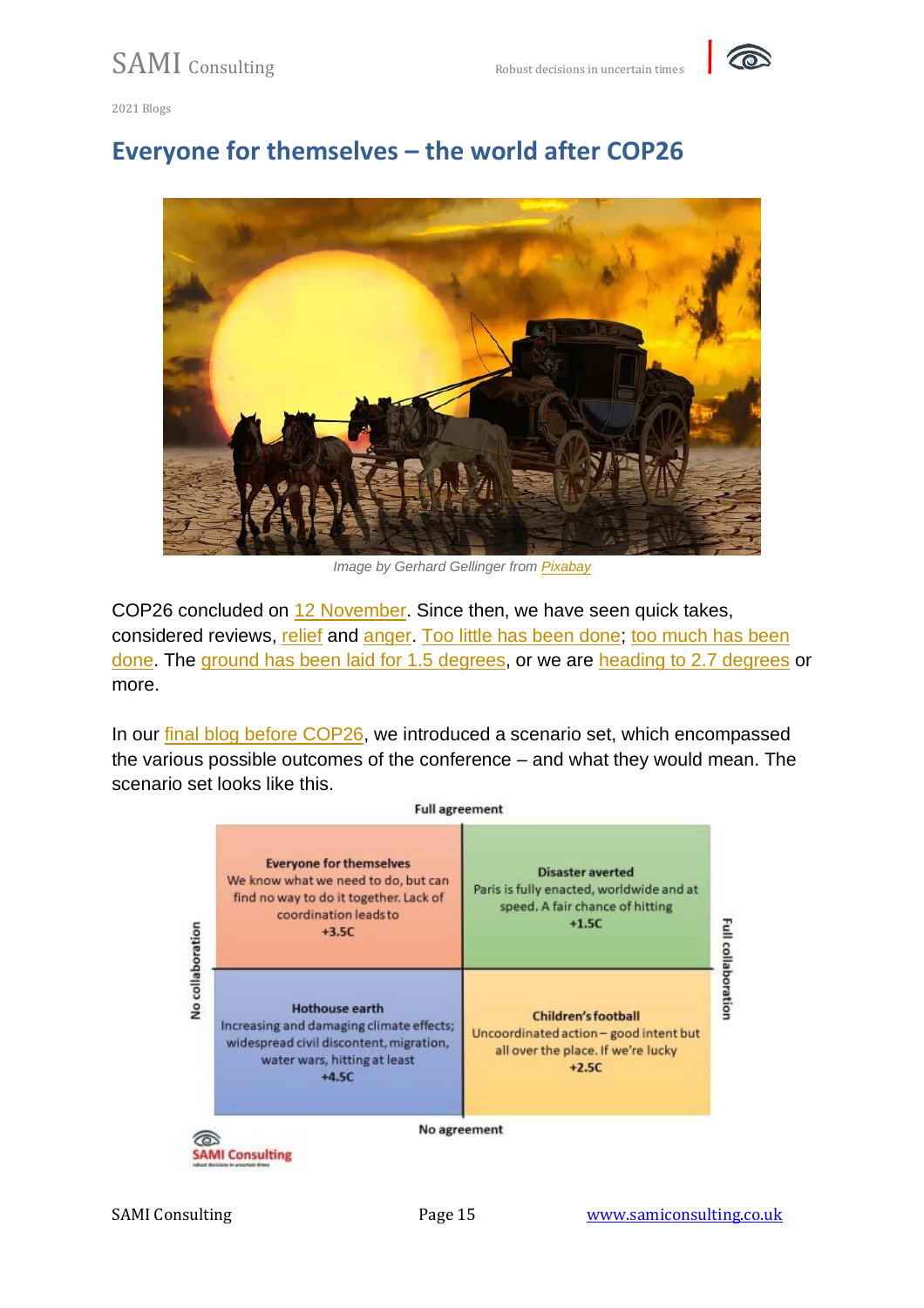2021 Blogs

## Everyone for themselves – the world after COP26

*Image by Gerhard Gellinger from Pixabay*

COP26 concluded on 12 November. Since then, we have seen quick takes, considered reviews, relief and anger. Too little has been done; too much has been done. The ground has been laid for 1.5 degrees, or we are heading to 2.7 degrees or more.

In our final blog before COP26, we introduced a scenario set, which encompassed the various possible outcomes of the conference – and what they would mean. The scenario set looks like this.

Full agreement

| No collaboration | Full collaboration |
|---|---|
| **Everyone for themselves** We know what we need to do, but can find no way to do it together. Lack of coordination leads to **+3.5C** | **Disaster averted** Paris is fully enacted, worldwide and at speed. A fair chance of hitting **+1.5C** |
| **Hothouse earth** Increasing and damaging climate effects; widespread civil discontent, migration, water wars, hitting at least **+4.5C** | **Children's football** Uncoordinated action – good intent but all over the place. If we're lucky **+2.5C** |

No agreement

SAMI Consulting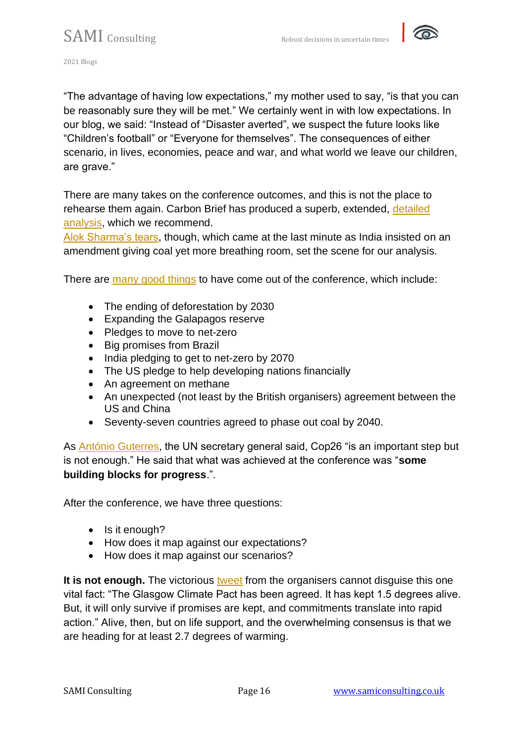"The advantage of having low expectations," my mother used to say, "is that you can be reasonably sure they will be met." We certainly went in with low expectations. In our blog, we said: "Instead of "Disaster averted", we suspect the future looks like "Children's football" or "Everyone for themselves". The consequences of either scenario, in lives, economies, peace and war, and what world we leave our children, are grave."

There are many takes on the conference outcomes, and this is not the place to rehearse them again. Carbon Brief has produced a superb, extended, detailed analysis, which we recommend.
Alok Sharma's tears, though, which came at the last minute as India insisted on an amendment giving coal yet more breathing room, set the scene for our analysis.

There are many good things to have come out of the conference, which include:

- The ending of deforestation by 2030
- Expanding the Galapagos reserve
- Pledges to move to net-zero
- Big promises from Brazil
- India pledging to get to net-zero by 2070
- The US pledge to help developing nations financially
- An agreement on methane
- An unexpected (not least by the British organisers) agreement between the US and China
- Seventy-seven countries agreed to phase out coal by 2040.

As António Guterres, the UN secretary general said, Cop26 "is an important step but is not enough." He said that what was achieved at the conference was "**some building blocks for progress**.".

After the conference, we have three questions:

- Is it enough?
- How does it map against our expectations?
- How does it map against our scenarios?

**It is not enough.** The victorious tweet from the organisers cannot disguise this one vital fact: "The Glasgow Climate Pact has been agreed. It has kept 1.5 degrees alive. But, it will only survive if promises are kept, and commitments translate into rapid action." Alive, then, but on life support, and the overwhelming consensus is that we are heading for at least 2.7 degrees of warming.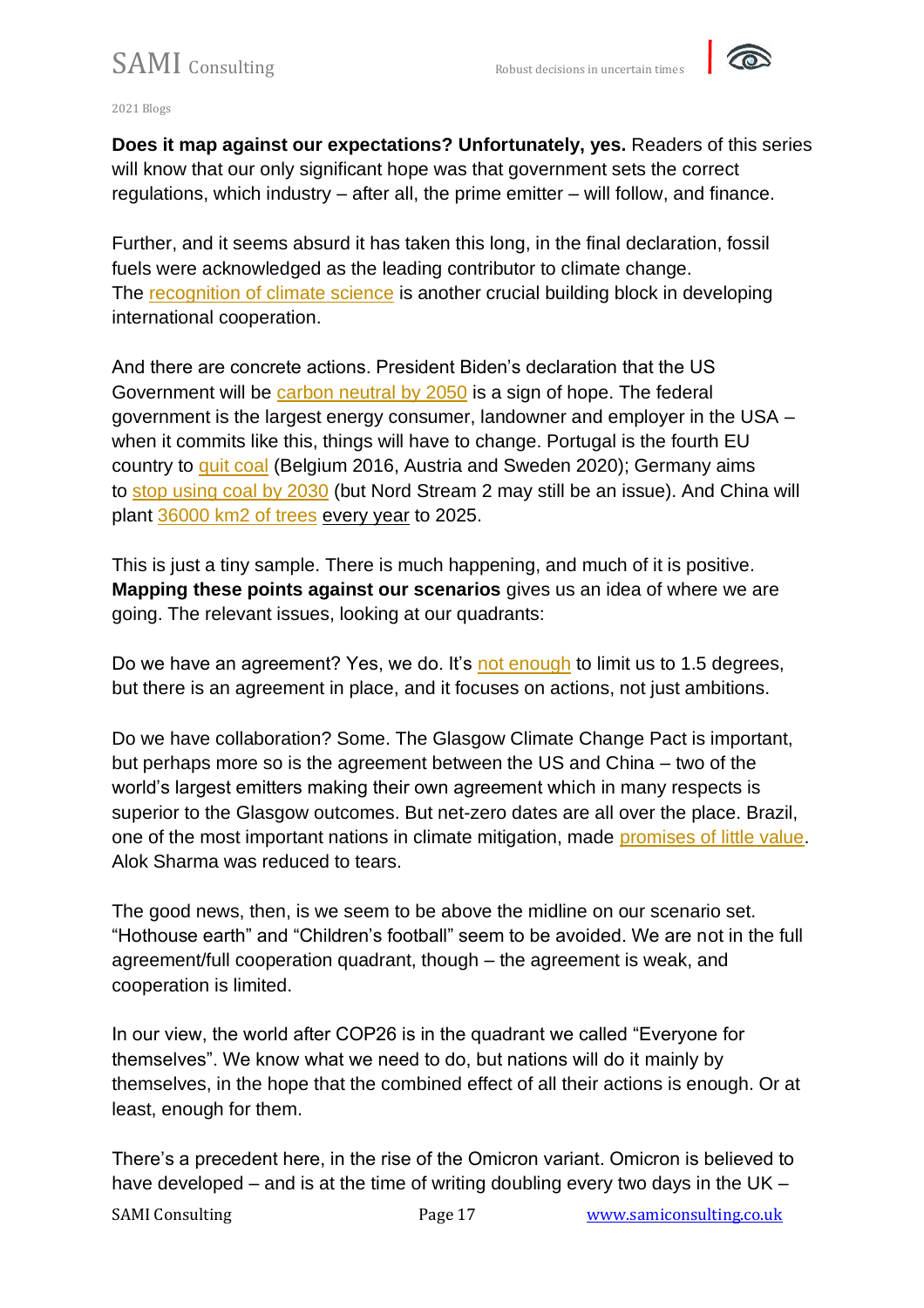**Does it map against our expectations? Unfortunately, yes.** Readers of this series will know that our only significant hope was that government sets the correct regulations, which industry – after all, the prime emitter – will follow, and finance.

Further, and it seems absurd it has taken this long, in the final declaration, fossil fuels were acknowledged as the leading contributor to climate change. The recognition of climate science is another crucial building block in developing international cooperation.

And there are concrete actions. President Biden's declaration that the US Government will be carbon neutral by 2050 is a sign of hope. The federal government is the largest energy consumer, landowner and employer in the USA – when it commits like this, things will have to change. Portugal is the fourth EU country to quit coal (Belgium 2016, Austria and Sweden 2020); Germany aims to stop using coal by 2030 (but Nord Stream 2 may still be an issue). And China will plant 36000 km2 of trees every year to 2025.

This is just a tiny sample. There is much happening, and much of it is positive. **Mapping these points against our scenarios** gives us an idea of where we are going. The relevant issues, looking at our quadrants:

Do we have an agreement? Yes, we do. It's not enough to limit us to 1.5 degrees, but there is an agreement in place, and it focuses on actions, not just ambitions.

Do we have collaboration? Some. The Glasgow Climate Change Pact is important, but perhaps more so is the agreement between the US and China – two of the world's largest emitters making their own agreement which in many respects is superior to the Glasgow outcomes. But net-zero dates are all over the place. Brazil, one of the most important nations in climate mitigation, made promises of little value. Alok Sharma was reduced to tears.

The good news, then, is we seem to be above the midline on our scenario set. "Hothouse earth" and "Children's football" seem to be avoided. We are not in the full agreement/full cooperation quadrant, though – the agreement is weak, and cooperation is limited.

In our view, the world after COP26 is in the quadrant we called "Everyone for themselves". We know what we need to do, but nations will do it mainly by themselves, in the hope that the combined effect of all their actions is enough. Or at least, enough for them.

There's a precedent here, in the rise of the Omicron variant. Omicron is believed to have developed – and is at the time of writing doubling every two days in the UK –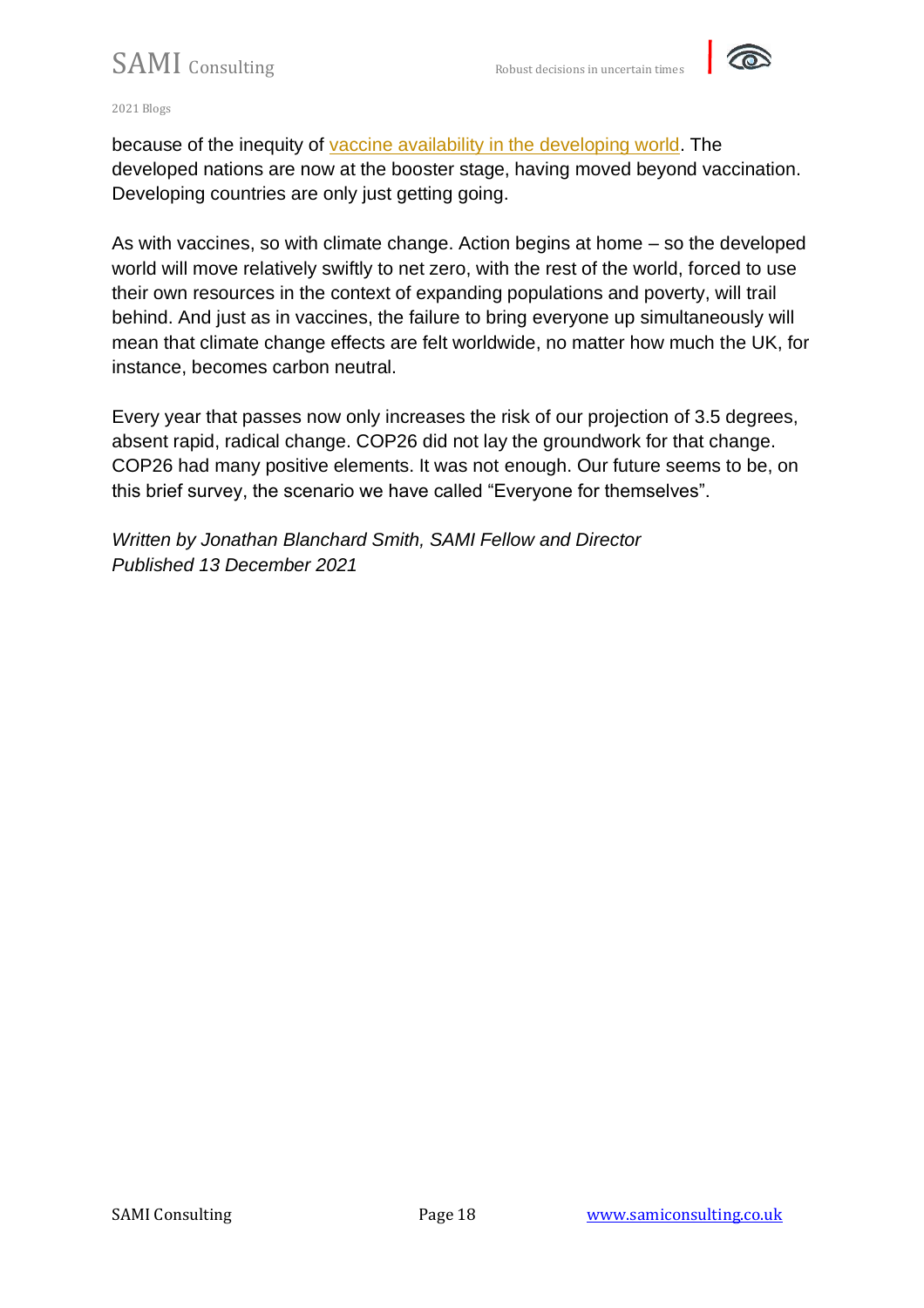because of the inequity of vaccine availability in the developing world. The developed nations are now at the booster stage, having moved beyond vaccination. Developing countries are only just getting going.

As with vaccines, so with climate change. Action begins at home – so the developed world will move relatively swiftly to net zero, with the rest of the world, forced to use their own resources in the context of expanding populations and poverty, will trail behind. And just as in vaccines, the failure to bring everyone up simultaneously will mean that climate change effects are felt worldwide, no matter how much the UK, for instance, becomes carbon neutral.

Every year that passes now only increases the risk of our projection of 3.5 degrees, absent rapid, radical change. COP26 did not lay the groundwork for that change. COP26 had many positive elements. It was not enough. Our future seems to be, on this brief survey, the scenario we have called “Everyone for themselves”.

*Written by Jonathan Blanchard Smith, SAMI Fellow and Director*
*Published 13 December 2021*